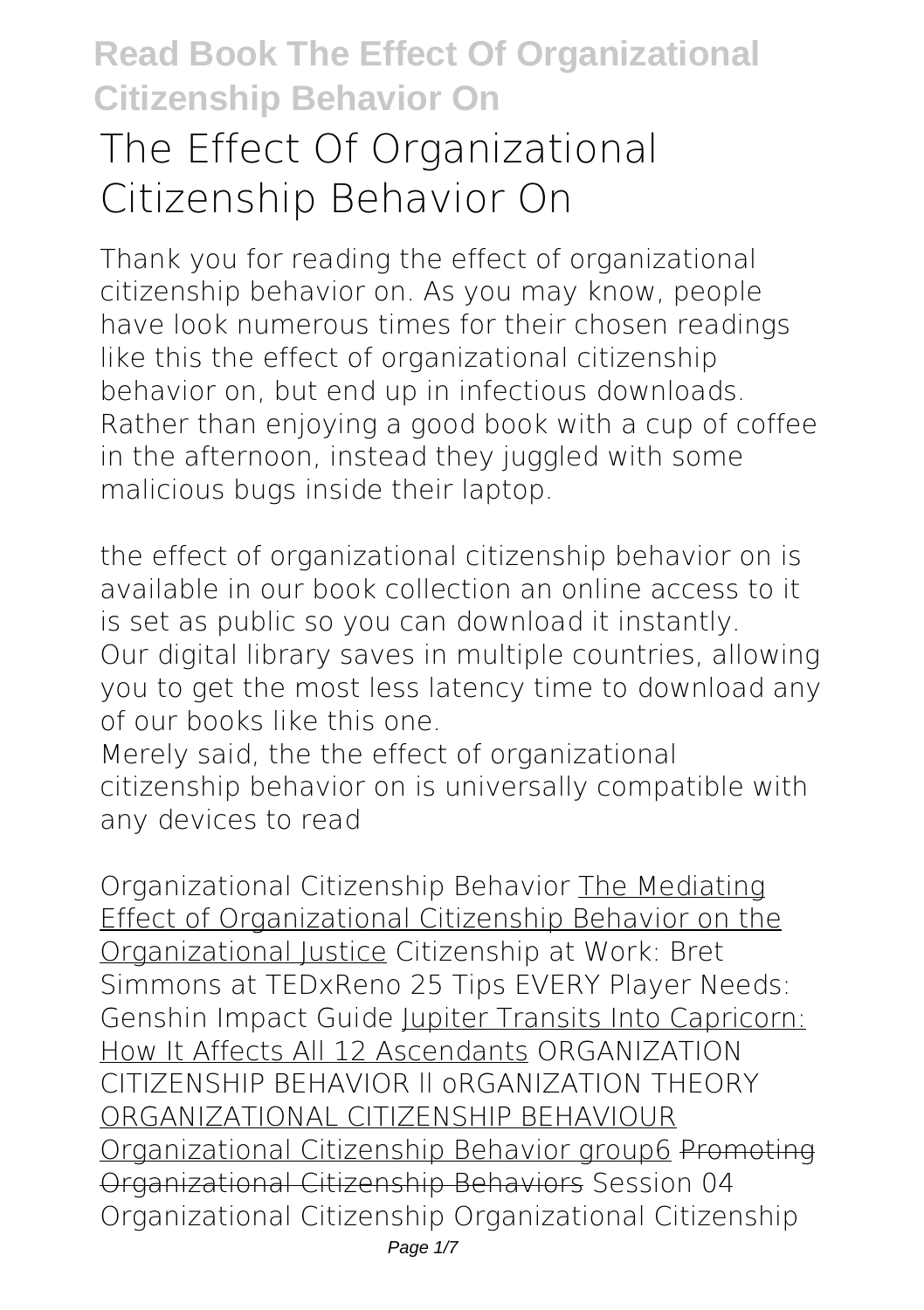# The Effect Of Organizational Citizenship Behavior On

Thank you for reading **the effect of organizational citizenship behavior on**. As you may know, people have look numerous times for their chosen readings like this the effect of organizational citizenship behavior on, but end up in infectious downloads. Rather than enjoying a good book with a cup of coffee in the afternoon, instead they juggled with some malicious bugs inside their laptop.

the effect of organizational citizenship behavior on is available in our book collection an online access to it is set as public so you can download it instantly. Our digital library saves in multiple countries, allowing you to get the most less latency time to download any of our books like this one.

Merely said, the the effect of organizational citizenship behavior on is universally compatible with any devices to read

*Organizational Citizenship Behavior* The Mediating Effect of Organizational Citizenship Behavior on the Organizational Justice *Citizenship at Work: Bret Simmons at TEDxReno* *25 Tips EVERY Player Needs: Genshin Impact Guide* Jupiter Transits Into Capricorn: How It Affects All 12 Ascendants *ORGANIZATION CITIZENSHIP BEHAVIOR ll oRGANIZATION THEORY* ORGANIZATIONAL CITIZENSHIP BEHAVIOUR Organizational Citizenship Behavior group6 Promoting Organizational Citizenship Behaviors *Session 04 Organizational Citizenship Organizational Citizenship*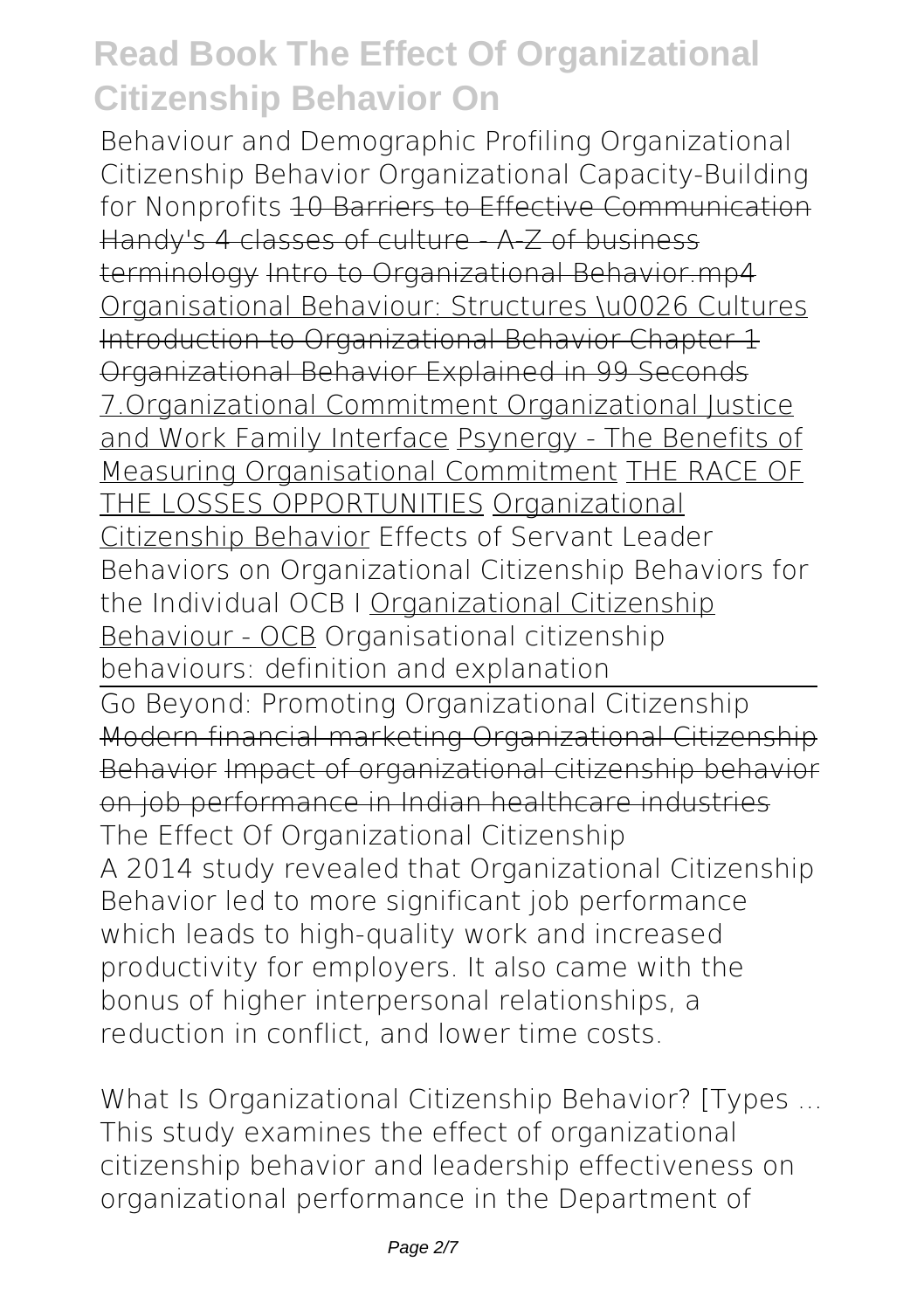Behaviour and Demographic Profiling Organizational Citizenship Behavior Organizational Capacity-Building for Nonprofits ~~10 Barriers to Effective Communication~~ ~~Handy's 4 classes of culture - A-Z of business terminology~~ ~~Intro to Organizational Behavior.mp4~~ ~~Organisational Behaviour: Structures \u0026 Cultures~~ ~~Introduction to Organizational Behavior Chapter 1~~ ~~Organizational Behavior Explained in 99 Seconds~~ ~~7.Organizational Commitment Organizational Justice and Work Family Interface~~ ~~Psynergy - The Benefits of Measuring Organisational Commitment~~ ~~THE RACE OF THE LOSSES OPPORTUNITIES~~ ~~Organizational Citizenship Behavior~~ Effects of Servant Leader Behaviors on Organizational Citizenship Behaviors for the Individual OCB I Organizational Citizenship Behaviour - OCB Organisational citizenship behaviours: definition and explanation

Go Beyond: Promoting Organizational Citizenship ~~Modern financial marketing Organizational Citizenship Behavior~~ ~~Impact of organizational citizenship behavior on job performance in Indian healthcare industries~~

The Effect Of Organizational Citizenship

A 2014 study revealed that Organizational Citizenship Behavior led to more significant job performance which leads to high-quality work and increased productivity for employers. It also came with the bonus of higher interpersonal relationships, a reduction in conflict, and lower time costs.

What Is Organizational Citizenship Behavior? [Types ...

This study examines the effect of organizational citizenship behavior and leadership effectiveness on organizational performance in the Department of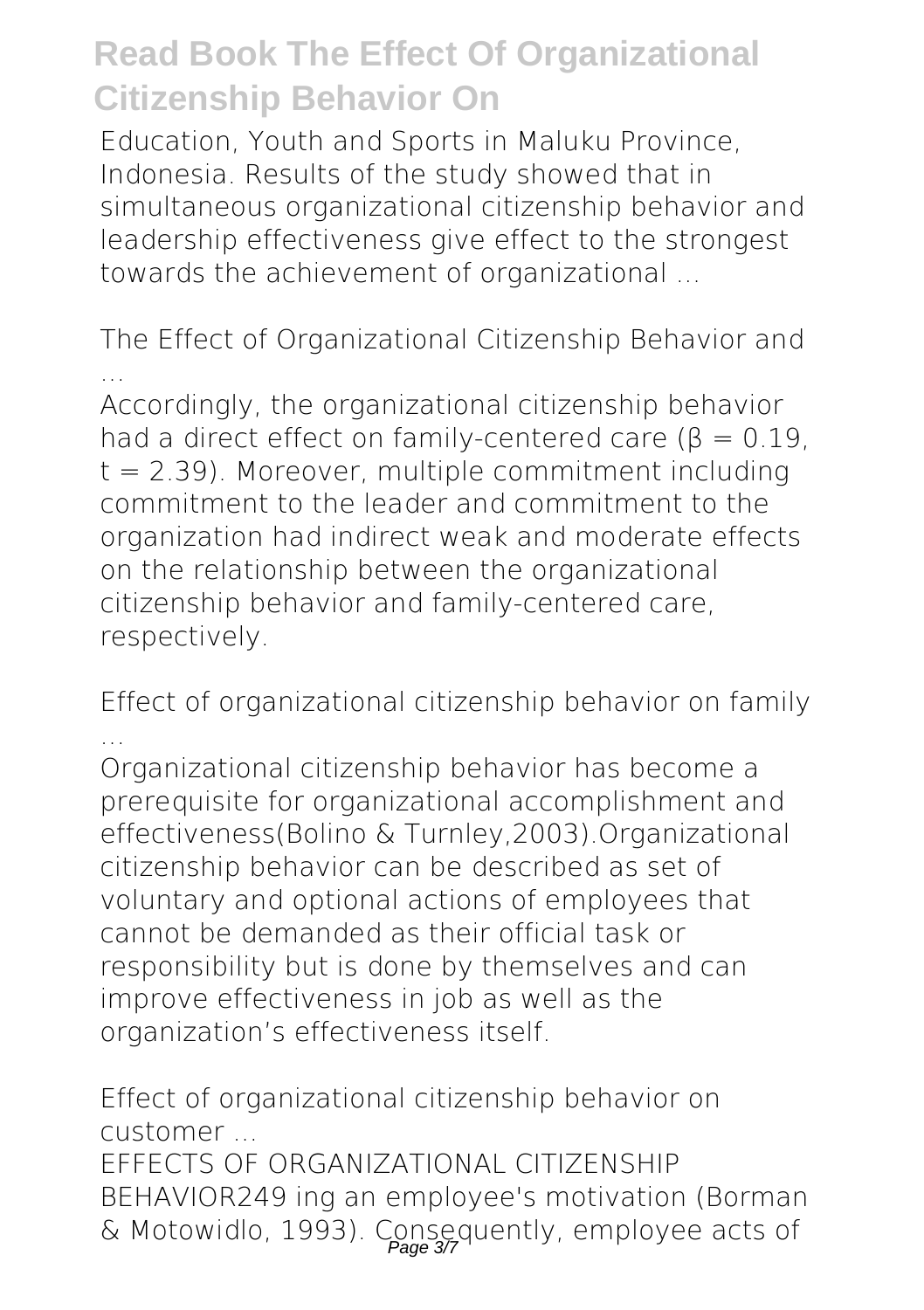Education, Youth and Sports in Maluku Province, Indonesia. Results of the study showed that in simultaneous organizational citizenship behavior and leadership effectiveness give effect to the strongest towards the achievement of organizational ...

**The Effect of Organizational Citizenship Behavior and ...**

Accordingly, the organizational citizenship behavior had a direct effect on family-centered care ($\beta = 0.19$, $t = 2.39$). Moreover, multiple commitment including commitment to the leader and commitment to the organization had indirect weak and moderate effects on the relationship between the organizational citizenship behavior and family-centered care, respectively.

**Effect of organizational citizenship behavior on family ...**

Organizational citizenship behavior has become a prerequisite for organizational accomplishment and effectiveness(Bolino & Turnley,2003).Organizational citizenship behavior can be described as set of voluntary and optional actions of employees that cannot be demanded as their official task or responsibility but is done by themselves and can improve effectiveness in job as well as the organization's effectiveness itself.

**Effect of organizational citizenship behavior on customer ...**

EFFECTS OF ORGANIZATIONAL CITIZENSHIP BEHAVIOR249 ing an employee's motivation (Borman & Motowidlo, 1993). Consequently, employee acts of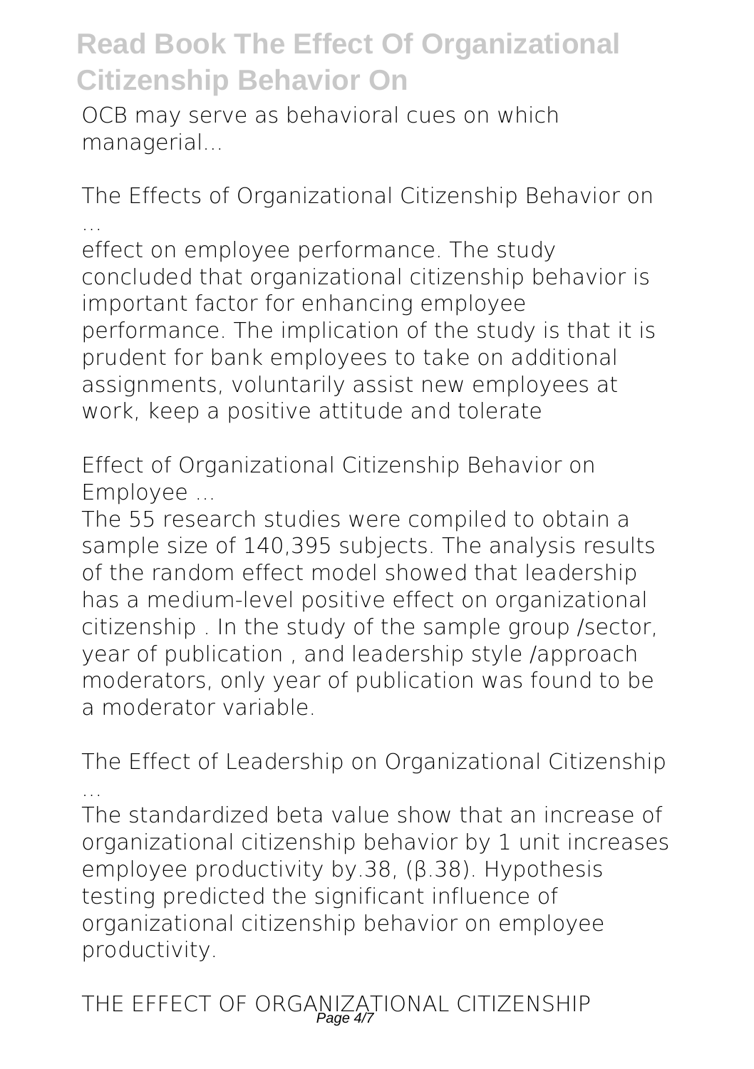OCB may serve as behavioral cues on which managerial...

**The Effects of Organizational Citizenship Behavior on ...**

effect on employee performance. The study concluded that organizational citizenship behavior is important factor for enhancing employee performance. The implication of the study is that it is prudent for bank employees to take on additional assignments, voluntarily assist new employees at work, keep a positive attitude and tolerate

**Effect of Organizational Citizenship Behavior on Employee ...**

The 55 research studies were compiled to obtain a sample size of 140,395 subjects. The analysis results of the random effect model showed that leadership has a medium-level positive effect on organizational citizenship . In the study of the sample group /sector, year of publication , and leadership style /approach moderators, only year of publication was found to be a moderator variable.

**The Effect of Leadership on Organizational Citizenship ...**

The standardized beta value show that an increase of organizational citizenship behavior by 1 unit increases employee productivity by.38, (β.38). Hypothesis testing predicted the significant influence of organizational citizenship behavior on employee productivity.

**THE EFFECT OF ORGANIZATIONAL CITIZENSHIP**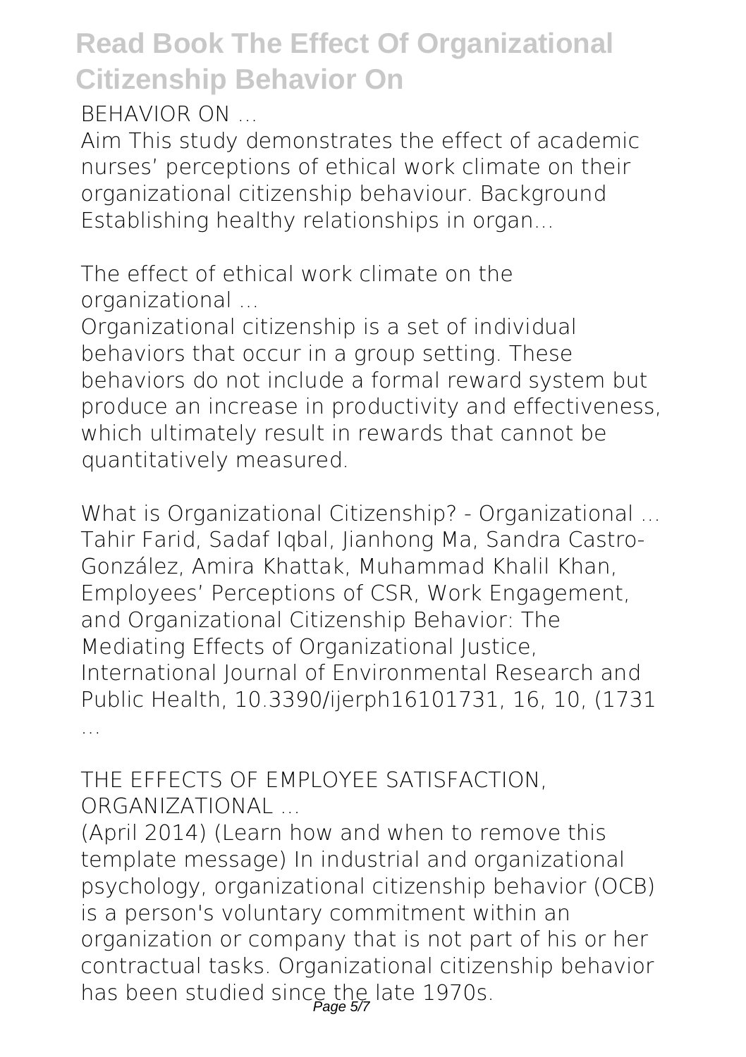BEHAVIOR ON ...

Aim This study demonstrates the effect of academic nurses' perceptions of ethical work climate on their organizational citizenship behaviour. Background Establishing healthy relationships in organ...

The effect of ethical work climate on the organizational ...

Organizational citizenship is a set of individual behaviors that occur in a group setting. These behaviors do not include a formal reward system but produce an increase in productivity and effectiveness, which ultimately result in rewards that cannot be quantitatively measured.

What is Organizational Citizenship? - Organizational ...
Tahir Farid, Sadaf Iqbal, Jianhong Ma, Sandra Castro-González, Amira Khattak, Muhammad Khalil Khan, Employees' Perceptions of CSR, Work Engagement, and Organizational Citizenship Behavior: The Mediating Effects of Organizational Justice, International Journal of Environmental Research and Public Health, 10.3390/ijerph16101731, 16, 10, (1731 ...

THE EFFECTS OF EMPLOYEE SATISFACTION, ORGANIZATIONAL ...

(April 2014) (Learn how and when to remove this template message) In industrial and organizational psychology, organizational citizenship behavior (OCB) is a person's voluntary commitment within an organization or company that is not part of his or her contractual tasks. Organizational citizenship behavior has been studied since the late 1970s.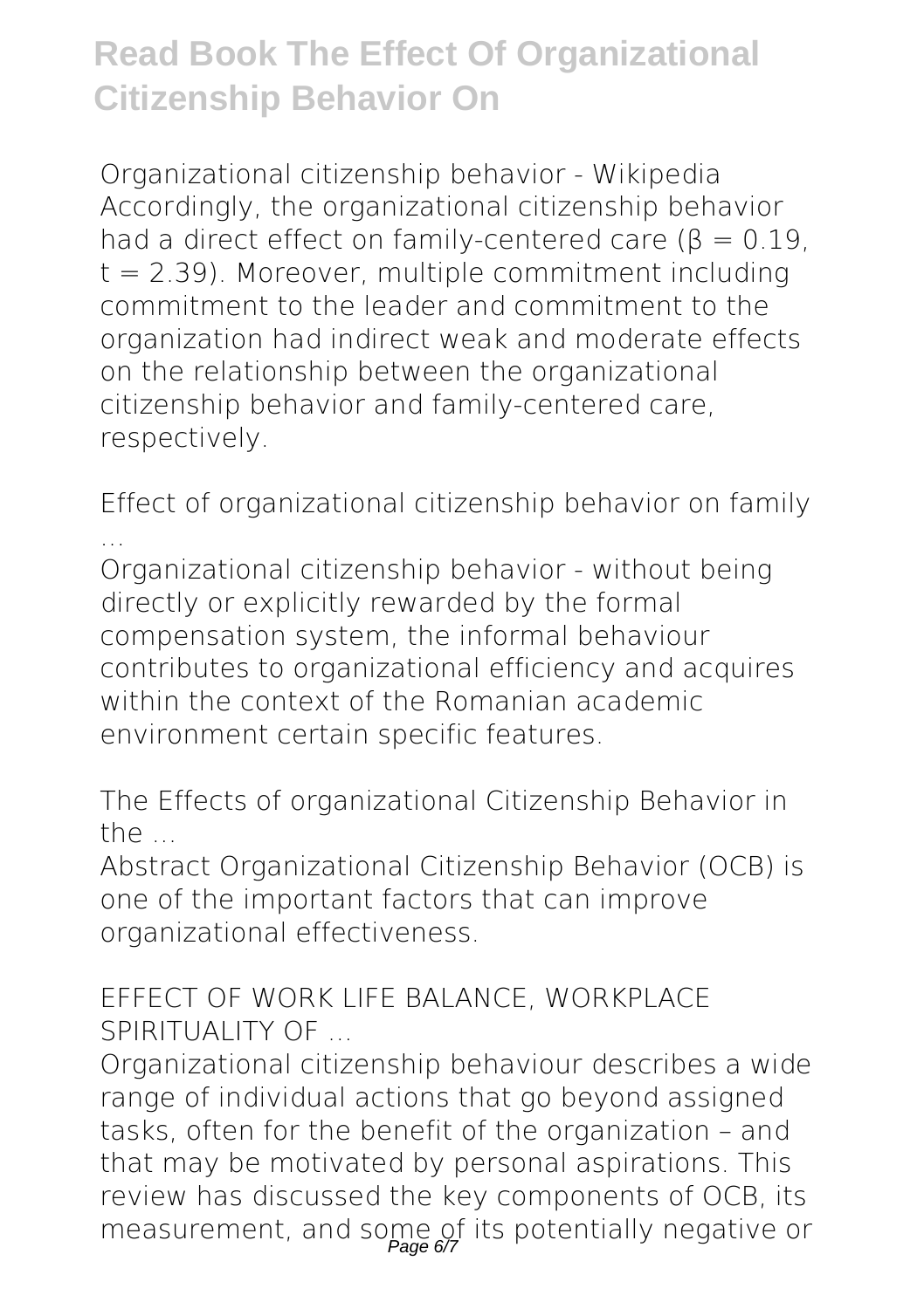Organizational citizenship behavior - Wikipedia
Accordingly, the organizational citizenship behavior had a direct effect on family-centered care ($\beta = 0.19$, $t = 2.39$). Moreover, multiple commitment including commitment to the leader and commitment to the organization had indirect weak and moderate effects on the relationship between the organizational citizenship behavior and family-centered care, respectively.

Effect of organizational citizenship behavior on family ...

Organizational citizenship behavior - without being directly or explicitly rewarded by the formal compensation system, the informal behaviour contributes to organizational efficiency and acquires within the context of the Romanian academic environment certain specific features.

The Effects of organizational Citizenship Behavior in the ...

Abstract Organizational Citizenship Behavior (OCB) is one of the important factors that can improve organizational effectiveness.

EFFECT OF WORK LIFE BALANCE, WORKPLACE SPIRITUALITY OF ...

Organizational citizenship behaviour describes a wide range of individual actions that go beyond assigned tasks, often for the benefit of the organization – and that may be motivated by personal aspirations. This review has discussed the key components of OCB, its measurement, and some of its potentially negative or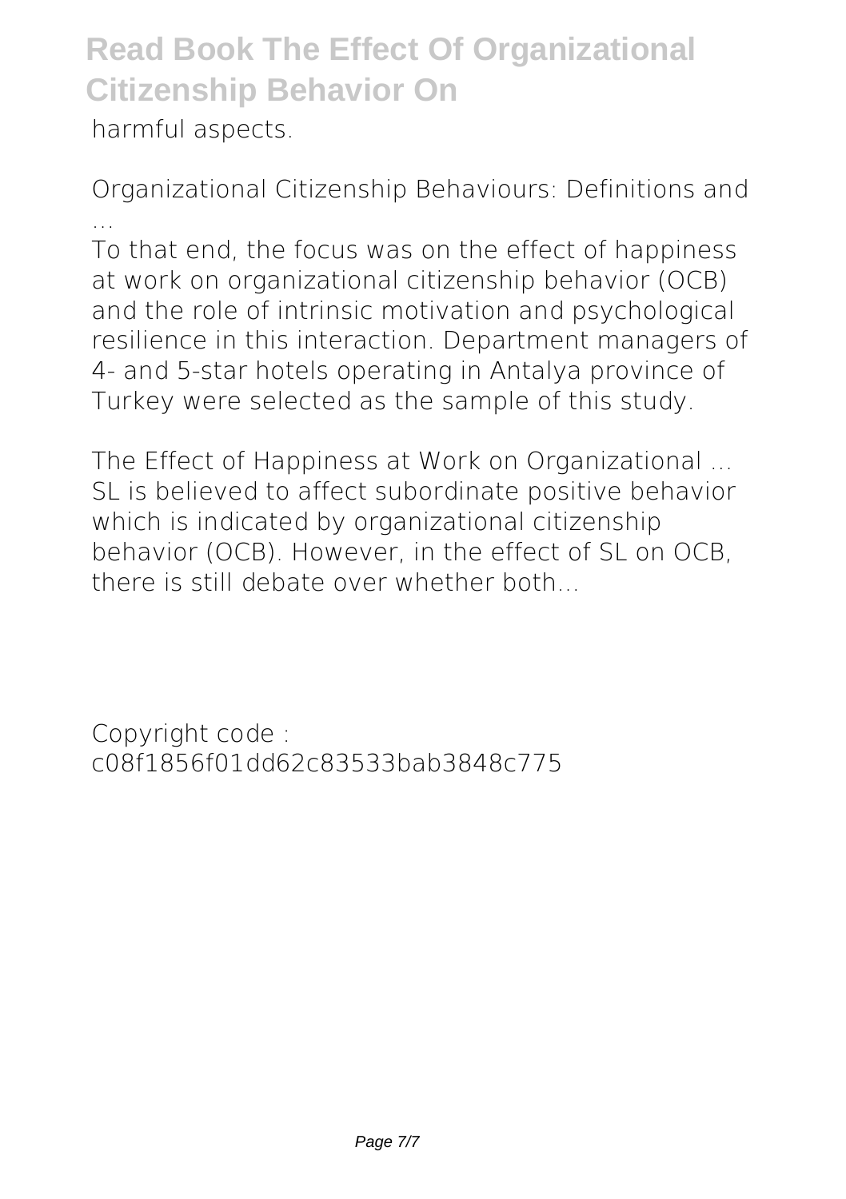harmful aspects.

Organizational Citizenship Behaviours: Definitions and ...

To that end, the focus was on the effect of happiness at work on organizational citizenship behavior (OCB) and the role of intrinsic motivation and psychological resilience in this interaction. Department managers of 4- and 5-star hotels operating in Antalya province of Turkey were selected as the sample of this study.

The Effect of Happiness at Work on Organizational ...

SL is believed to affect subordinate positive behavior which is indicated by organizational citizenship behavior (OCB). However, in the effect of SL on OCB, there is still debate over whether both...

Copyright code : c08f1856f01dd62c83533bab3848c775